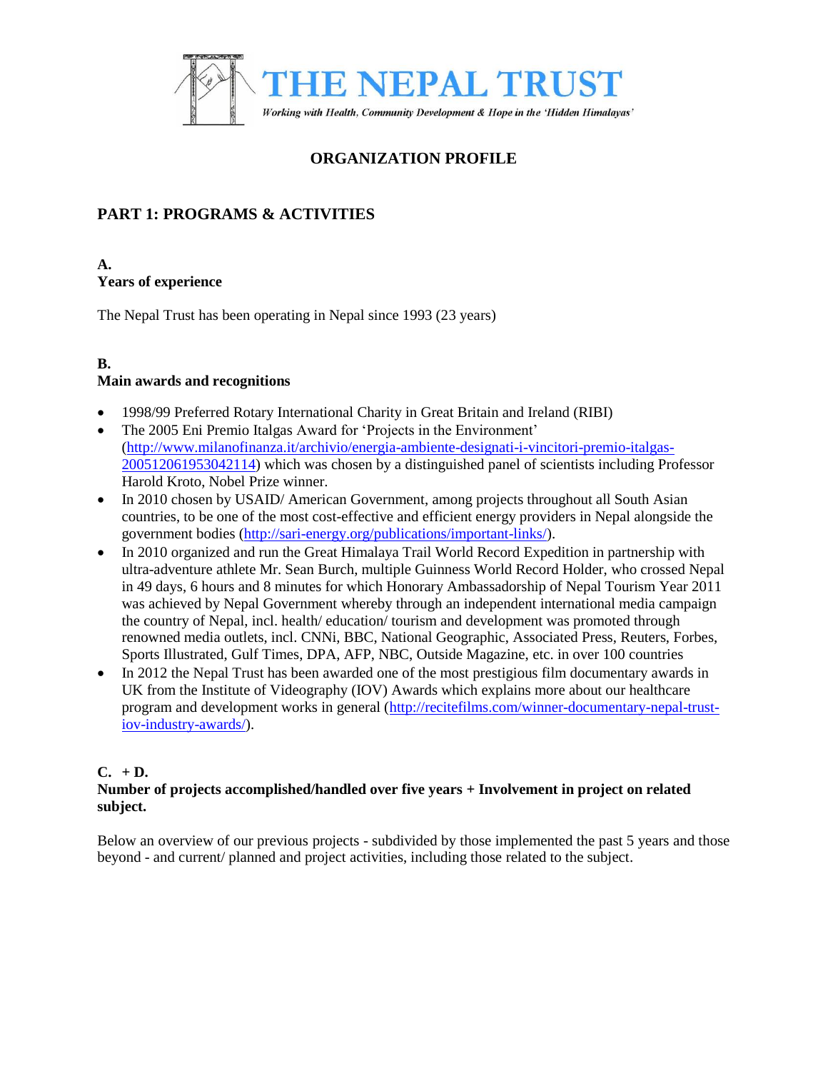# THE NEPAL TRUST

*Working with Health, Community Development & Hope in the 'Hidden Himalayas'*

## ORGANIZATION PROFILE

## PART 1: PROGRAMS & ACTIVITIES

### A.
### Years of experience

The Nepal Trust has been operating in Nepal since 1993 (23 years)

### B.
### Main awards and recognitions

- 1998/99 Preferred Rotary International Charity in Great Britain and Ireland (RIBI)
- The 2005 Eni Premio Italgas Award for 'Projects in the Environment' (http://www.milanofinanza.it/archivio/energia-ambiente-designati-i-vincitori-premio-italgas-200512061953042114) which was chosen by a distinguished panel of scientists including Professor Harold Kroto, Nobel Prize winner.
- In 2010 chosen by USAID/ American Government, among projects throughout all South Asian countries, to be one of the most cost-effective and efficient energy providers in Nepal alongside the government bodies (http://sari-energy.org/publications/important-links/).
- In 2010 organized and run the Great Himalaya Trail World Record Expedition in partnership with ultra-adventure athlete Mr. Sean Burch, multiple Guinness World Record Holder, who crossed Nepal in 49 days, 6 hours and 8 minutes for which Honorary Ambassadorship of Nepal Tourism Year 2011 was achieved by Nepal Government whereby through an independent international media campaign the country of Nepal, incl. health/ education/ tourism and development was promoted through renowned media outlets, incl. CNNi, BBC, National Geographic, Associated Press, Reuters, Forbes, Sports Illustrated, Gulf Times, DPA, AFP, NBC, Outside Magazine, etc. in over 100 countries
- In 2012 the Nepal Trust has been awarded one of the most prestigious film documentary awards in UK from the Institute of Videography (IOV) Awards which explains more about our healthcare program and development works in general (http://recitefilms.com/winner-documentary-nepal-trust-iov-industry-awards/).

### C. + D.
### Number of projects accomplished/handled over five years + Involvement in project on related subject.

Below an overview of our previous projects - subdivided by those implemented the past 5 years and those beyond - and current/ planned and project activities, including those related to the subject.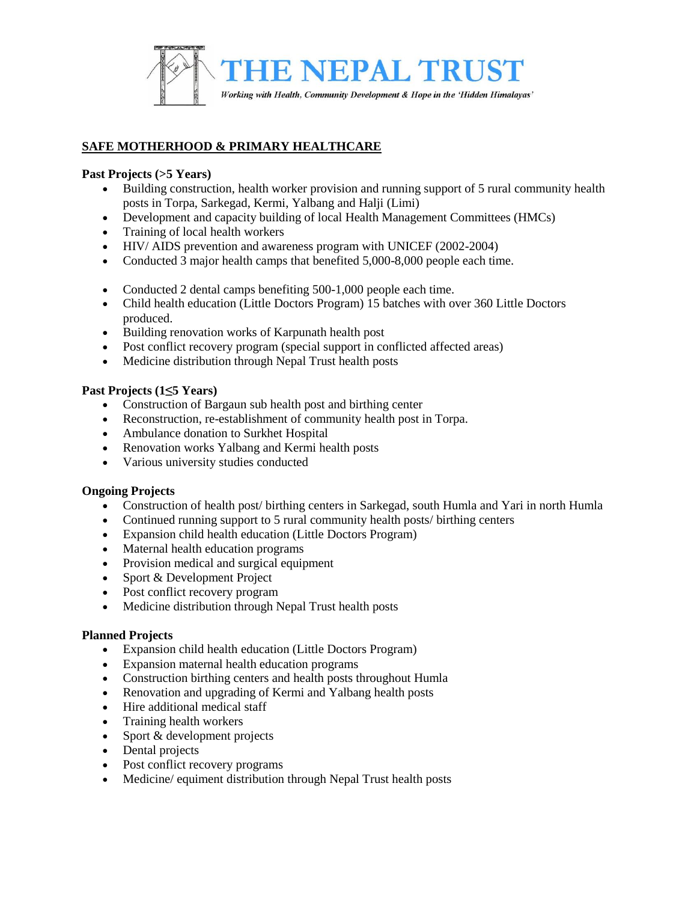# THE NEPAL TRUST

*Working with Health, Community Development & Hope in the 'Hidden Himalayas'*

## SAFE MOTHERHOOD & PRIMARY HEALTHCARE

**Past Projects (>5 Years)**

- Building construction, health worker provision and running support of 5 rural community health posts in Torpa, Sarkegad, Kermi, Yalbang and Halji (Limi)
- Development and capacity building of local Health Management Committees (HMCs)
- Training of local health workers
- HIV/ AIDS prevention and awareness program with UNICEF (2002-2004)
- Conducted 3 major health camps that benefited 5,000-8,000 people each time.

- Conducted 2 dental camps benefiting 500-1,000 people each time.
- Child health education (Little Doctors Program) 15 batches with over 360 Little Doctors produced.
- Building renovation works of Karpunath health post
- Post conflict recovery program (special support in conflicted affected areas)
- Medicine distribution through Nepal Trust health posts

**Past Projects (1≤5 Years)**

- Construction of Bargaun sub health post and birthing center
- Reconstruction, re-establishment of community health post in Torpa.
- Ambulance donation to Surkhet Hospital
- Renovation works Yalbang and Kermi health posts
- Various university studies conducted

**Ongoing Projects**

- Construction of health post/ birthing centers in Sarkegad, south Humla and Yari in north Humla
- Continued running support to 5 rural community health posts/ birthing centers
- Expansion child health education (Little Doctors Program)
- Maternal health education programs
- Provision medical and surgical equipment
- Sport & Development Project
- Post conflict recovery program
- Medicine distribution through Nepal Trust health posts

**Planned Projects**

- Expansion child health education (Little Doctors Program)
- Expansion maternal health education programs
- Construction birthing centers and health posts throughout Humla
- Renovation and upgrading of Kermi and Yalbang health posts
- Hire additional medical staff
- Training health workers
- Sport & development projects
- Dental projects
- Post conflict recovery programs
- Medicine/ equiment distribution through Nepal Trust health posts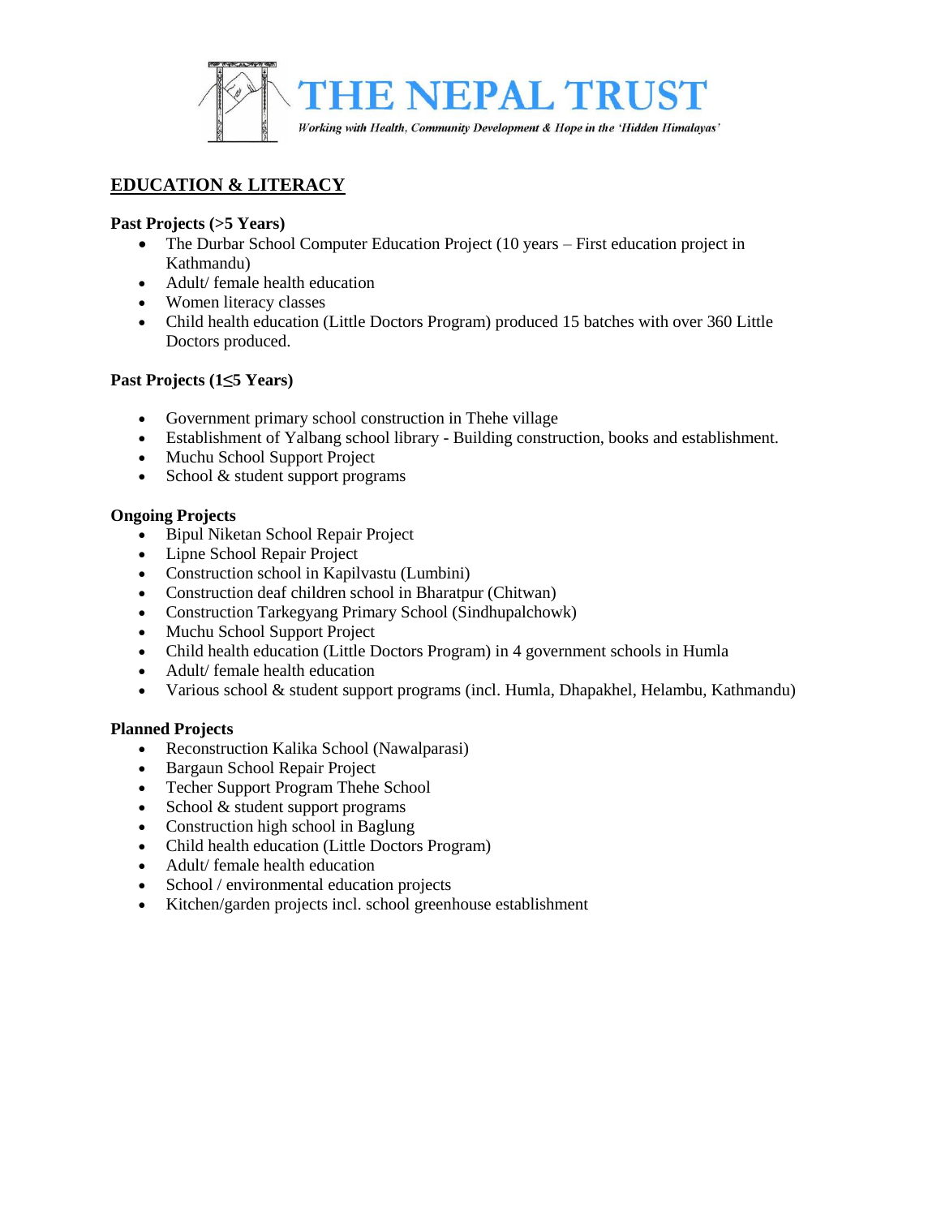# THE NEPAL TRUST

*Working with Health, Community Development & Hope in the 'Hidden Himalayas'*

## EDUCATION & LITERACY

**Past Projects (>5 Years)**

- The Durbar School Computer Education Project (10 years – First education project in Kathmandu)
- Adult/ female health education
- Women literacy classes
- Child health education (Little Doctors Program) produced 15 batches with over 360 Little Doctors produced.

**Past Projects (1≤5 Years)**

- Government primary school construction in Thehe village
- Establishment of Yalbang school library - Building construction, books and establishment.
- Muchu School Support Project
- School & student support programs

**Ongoing Projects**

- Bipul Niketan School Repair Project
- Lipne School Repair Project
- Construction school in Kapilvastu (Lumbini)
- Construction deaf children school in Bharatpur (Chitwan)
- Construction Tarkegyang Primary School (Sindhupalchowk)
- Muchu School Support Project
- Child health education (Little Doctors Program) in 4 government schools in Humla
- Adult/ female health education
- Various school & student support programs (incl. Humla, Dhapakhel, Helambu, Kathmandu)

**Planned Projects**

- Reconstruction Kalika School (Nawalparasi)
- Bargaun School Repair Project
- Techer Support Program Thehe School
- School & student support programs
- Construction high school in Baglung
- Child health education (Little Doctors Program)
- Adult/ female health education
- School / environmental education projects
- Kitchen/garden projects incl. school greenhouse establishment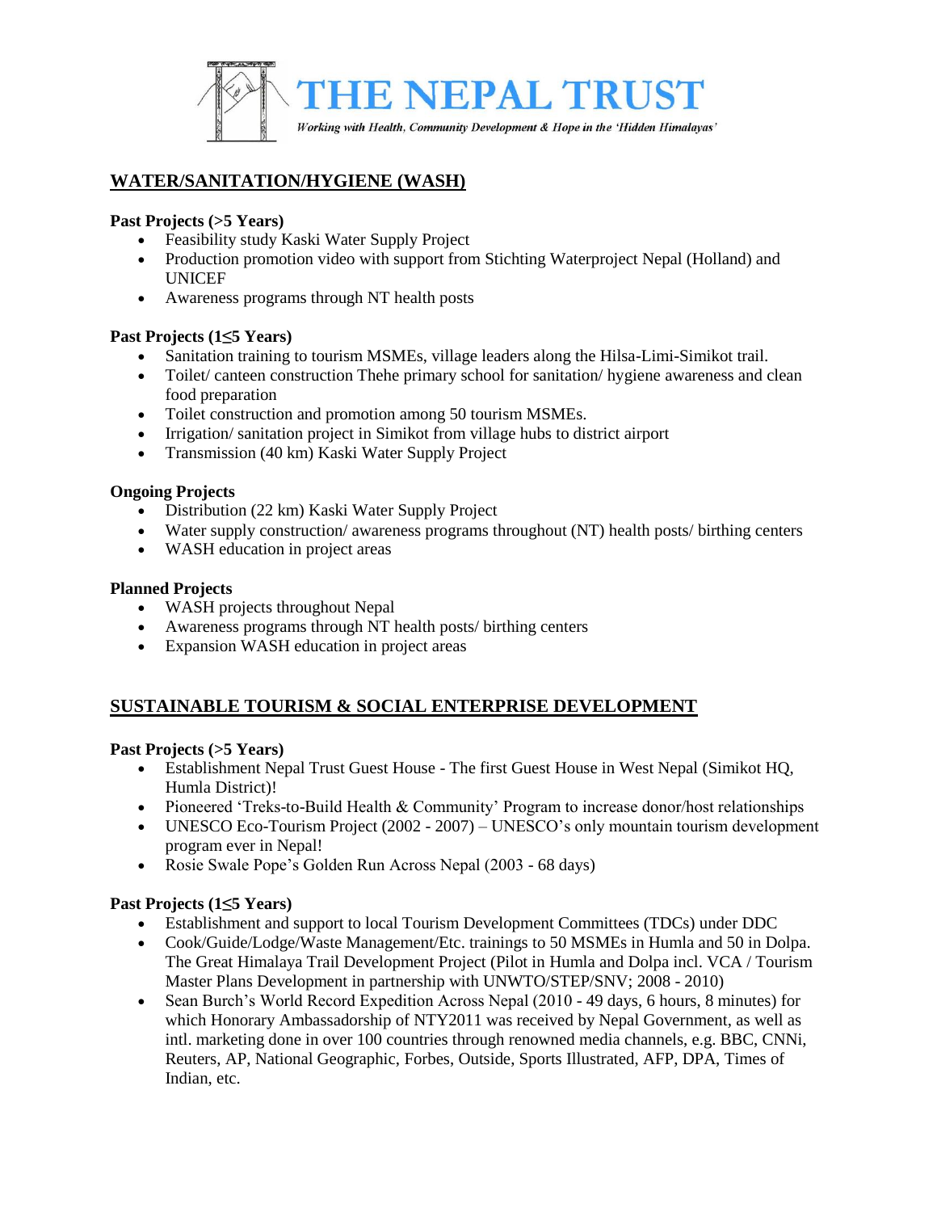# THE NEPAL TRUST

*Working with Health, Community Development & Hope in the 'Hidden Himalayas'*

## WATER/SANITATION/HYGIENE (WASH)

**Past Projects (>5 Years)**

- Feasibility study Kaski Water Supply Project
- Production promotion video with support from Stichting Waterproject Nepal (Holland) and UNICEF
- Awareness programs through NT health posts

**Past Projects (1≤5 Years)**

- Sanitation training to tourism MSMEs, village leaders along the Hilsa-Limi-Simikot trail.
- Toilet/ canteen construction Thehe primary school for sanitation/ hygiene awareness and clean food preparation
- Toilet construction and promotion among 50 tourism MSMEs.
- Irrigation/ sanitation project in Simikot from village hubs to district airport
- Transmission (40 km) Kaski Water Supply Project

**Ongoing Projects**

- Distribution (22 km) Kaski Water Supply Project
- Water supply construction/ awareness programs throughout (NT) health posts/ birthing centers
- WASH education in project areas

**Planned Projects**

- WASH projects throughout Nepal
- Awareness programs through NT health posts/ birthing centers
- Expansion WASH education in project areas

## SUSTAINABLE TOURISM & SOCIAL ENTERPRISE DEVELOPMENT

**Past Projects (>5 Years)**

- Establishment Nepal Trust Guest House - The first Guest House in West Nepal (Simikot HQ, Humla District)!
- Pioneered 'Treks-to-Build Health & Community' Program to increase donor/host relationships
- UNESCO Eco-Tourism Project (2002 - 2007) – UNESCO's only mountain tourism development program ever in Nepal!
- Rosie Swale Pope's Golden Run Across Nepal (2003 - 68 days)

**Past Projects (1≤5 Years)**

- Establishment and support to local Tourism Development Committees (TDCs) under DDC
- Cook/Guide/Lodge/Waste Management/Etc. trainings to 50 MSMEs in Humla and 50 in Dolpa. The Great Himalaya Trail Development Project (Pilot in Humla and Dolpa incl. VCA / Tourism Master Plans Development in partnership with UNWTO/STEP/SNV; 2008 - 2010)
- Sean Burch's World Record Expedition Across Nepal (2010 - 49 days, 6 hours, 8 minutes) for which Honorary Ambassadorship of NTY2011 was received by Nepal Government, as well as intl. marketing done in over 100 countries through renowned media channels, e.g. BBC, CNNi, Reuters, AP, National Geographic, Forbes, Outside, Sports Illustrated, AFP, DPA, Times of Indian, etc.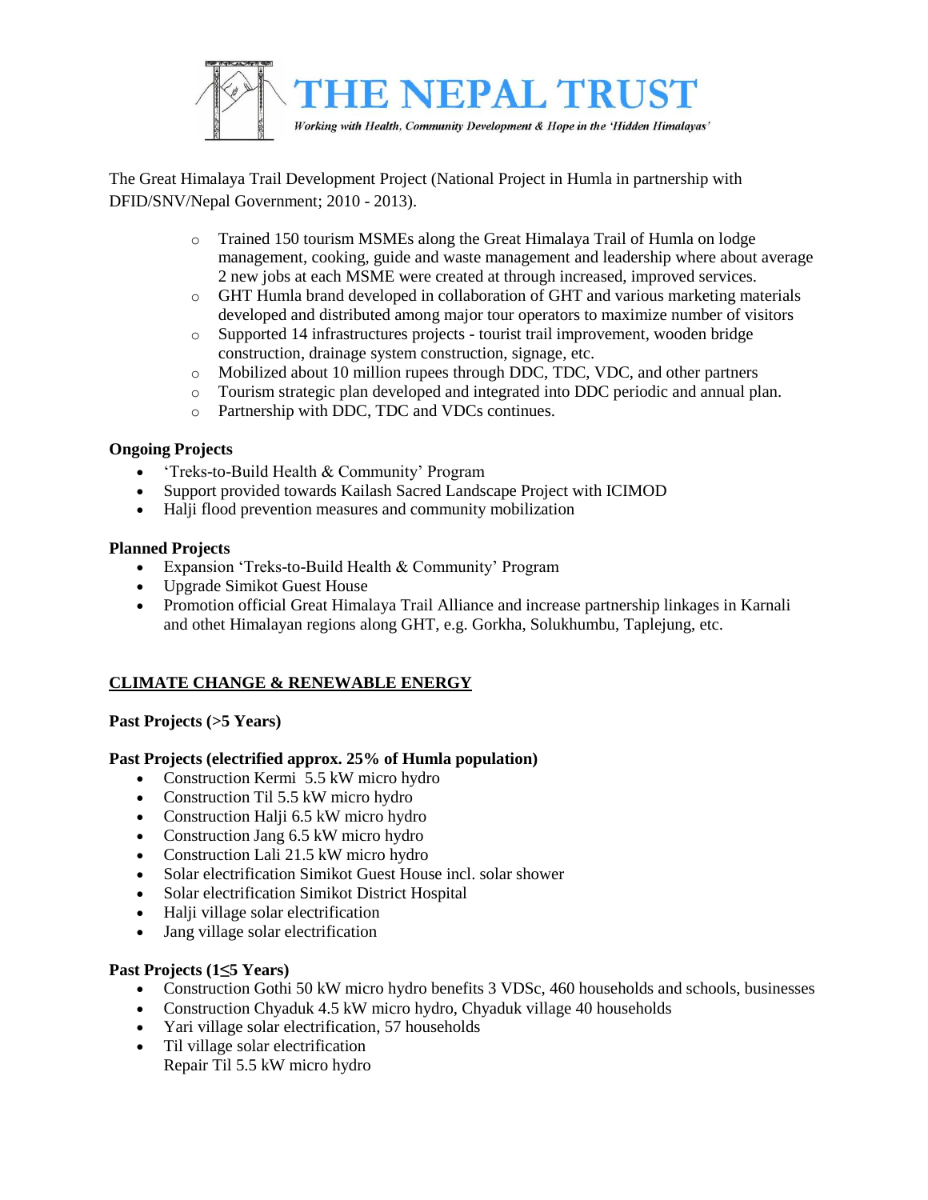The Great Himalaya Trail Development Project (National Project in Humla in partnership with DFID/SNV/Nepal Government; 2010 - 2013).

- Trained 150 tourism MSMEs along the Great Himalaya Trail of Humla on lodge management, cooking, guide and waste management and leadership where about average 2 new jobs at each MSME were created at through increased, improved services.
- GHT Humla brand developed in collaboration of GHT and various marketing materials developed and distributed among major tour operators to maximize number of visitors
- Supported 14 infrastructures projects - tourist trail improvement, wooden bridge construction, drainage system construction, signage, etc.
- Mobilized about 10 million rupees through DDC, TDC, VDC, and other partners
- Tourism strategic plan developed and integrated into DDC periodic and annual plan.
- Partnership with DDC, TDC and VDCs continues.

**Ongoing Projects**

- 'Treks-to-Build Health & Community' Program
- Support provided towards Kailash Sacred Landscape Project with ICIMOD
- Halji flood prevention measures and community mobilization

**Planned Projects**

- Expansion 'Treks-to-Build Health & Community' Program
- Upgrade Simikot Guest House
- Promotion official Great Himalaya Trail Alliance and increase partnership linkages in Karnali and othet Himalayan regions along GHT, e.g. Gorkha, Solukhumbu, Taplejung, etc.

## CLIMATE CHANGE & RENEWABLE ENERGY

**Past Projects (>5 Years)**

**Past Projects (electrified approx. 25% of Humla population)**

- Construction Kermi 5.5 kW micro hydro
- Construction Til 5.5 kW micro hydro
- Construction Halji 6.5 kW micro hydro
- Construction Jang 6.5 kW micro hydro
- Construction Lali 21.5 kW micro hydro
- Solar electrification Simikot Guest House incl. solar shower
- Solar electrification Simikot District Hospital
- Halji village solar electrification
- Jang village solar electrification

**Past Projects (1≤5 Years)**

- Construction Gothi 50 kW micro hydro benefits 3 VDSc, 460 households and schools, businesses
- Construction Chyaduk 4.5 kW micro hydro, Chyaduk village 40 households
- Yari village solar electrification, 57 households
- Til village solar electrification
  Repair Til 5.5 kW micro hydro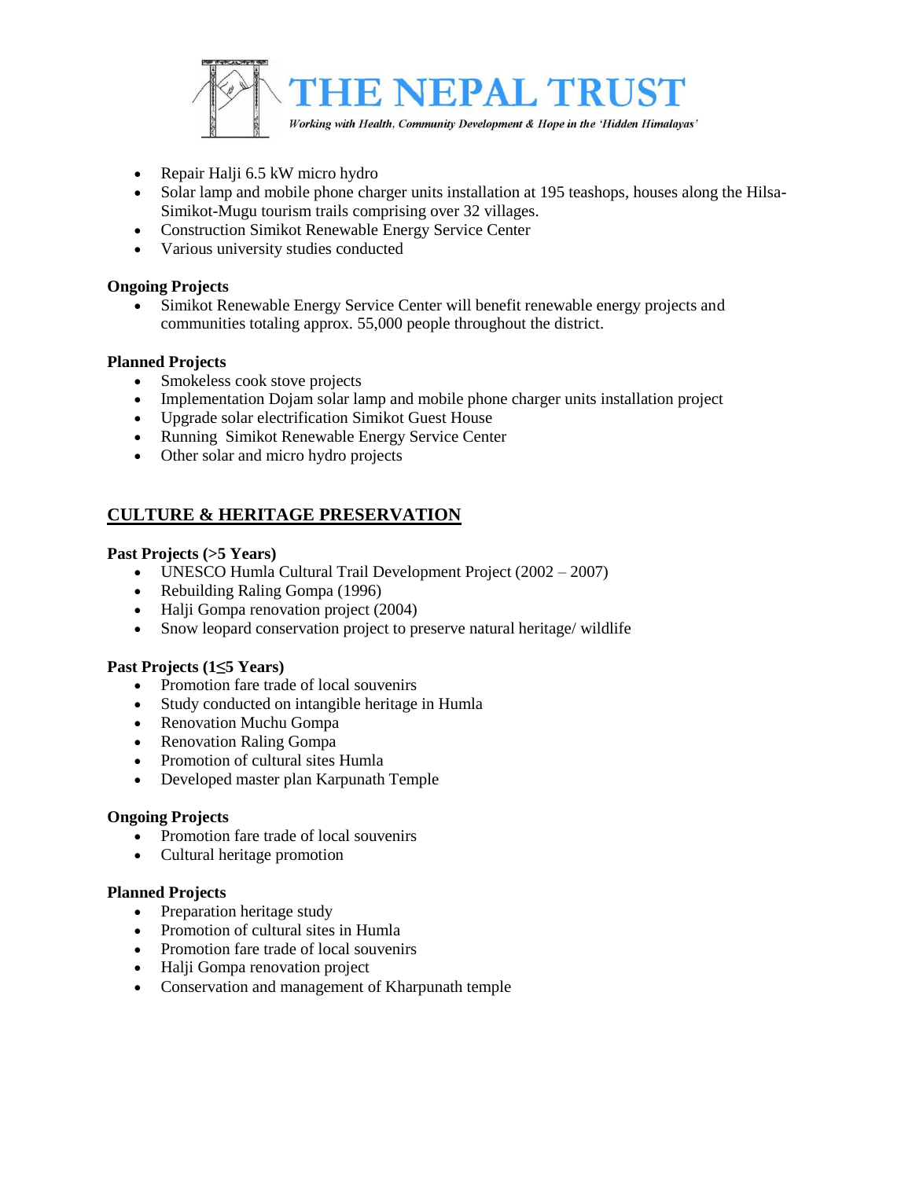- Repair Halji 6.5 kW micro hydro
- Solar lamp and mobile phone charger units installation at 195 teashops, houses along the Hilsa-Simikot-Mugu tourism trails comprising over 32 villages.
- Construction Simikot Renewable Energy Service Center
- Various university studies conducted

**Ongoing Projects**

- Simikot Renewable Energy Service Center will benefit renewable energy projects and communities totaling approx. 55,000 people throughout the district.

**Planned Projects**

- Smokeless cook stove projects
- Implementation Dojam solar lamp and mobile phone charger units installation project
- Upgrade solar electrification Simikot Guest House
- Running Simikot Renewable Energy Service Center
- Other solar and micro hydro projects

## CULTURE & HERITAGE PRESERVATION

**Past Projects (>5 Years)**

- UNESCO Humla Cultural Trail Development Project (2002 – 2007)
- Rebuilding Raling Gompa (1996)
- Halji Gompa renovation project (2004)
- Snow leopard conservation project to preserve natural heritage/ wildlife

**Past Projects (1≤5 Years)**

- Promotion fare trade of local souvenirs
- Study conducted on intangible heritage in Humla
- Renovation Muchu Gompa
- Renovation Raling Gompa
- Promotion of cultural sites Humla
- Developed master plan Karpunath Temple

**Ongoing Projects**

- Promotion fare trade of local souvenirs
- Cultural heritage promotion

**Planned Projects**

- Preparation heritage study
- Promotion of cultural sites in Humla
- Promotion fare trade of local souvenirs
- Halji Gompa renovation project
- Conservation and management of Kharpunath temple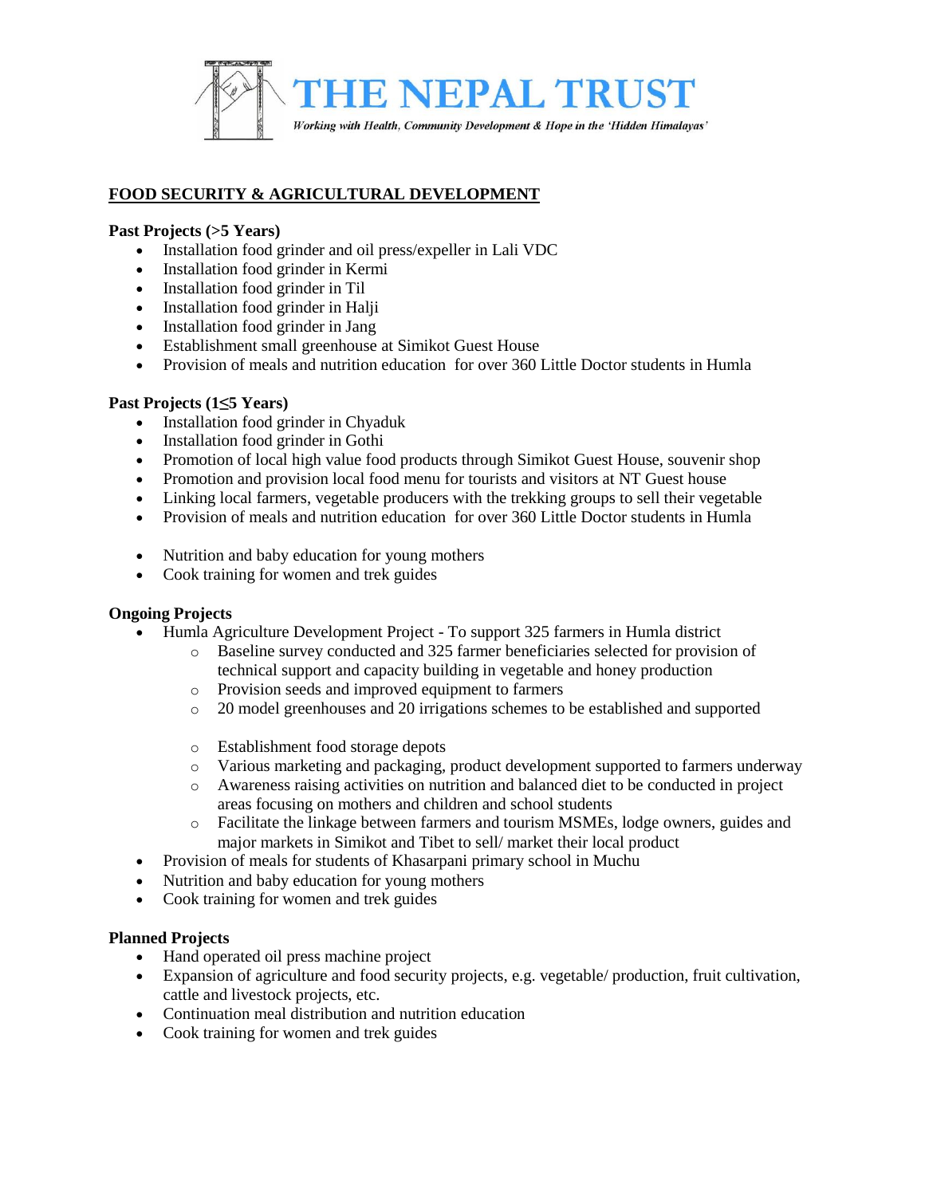# THE NEPAL TRUST

*Working with Health, Community Development & Hope in the 'Hidden Himalayas'*

## FOOD SECURITY & AGRICULTURAL DEVELOPMENT

**Past Projects (>5 Years)**

- Installation food grinder and oil press/expeller in Lali VDC
- Installation food grinder in Kermi
- Installation food grinder in Til
- Installation food grinder in Halji
- Installation food grinder in Jang
- Establishment small greenhouse at Simikot Guest House
- Provision of meals and nutrition education for over 360 Little Doctor students in Humla

**Past Projects (1≤5 Years)**

- Installation food grinder in Chyaduk
- Installation food grinder in Gothi
- Promotion of local high value food products through Simikot Guest House, souvenir shop
- Promotion and provision local food menu for tourists and visitors at NT Guest house
- Linking local farmers, vegetable producers with the trekking groups to sell their vegetable
- Provision of meals and nutrition education for over 360 Little Doctor students in Humla

- Nutrition and baby education for young mothers
- Cook training for women and trek guides

**Ongoing Projects**

- Humla Agriculture Development Project - To support 325 farmers in Humla district
  - Baseline survey conducted and 325 farmer beneficiaries selected for provision of technical support and capacity building in vegetable and honey production
  - Provision seeds and improved equipment to farmers
  - 20 model greenhouses and 20 irrigations schemes to be established and supported

  - Establishment food storage depots
  - Various marketing and packaging, product development supported to farmers underway
  - Awareness raising activities on nutrition and balanced diet to be conducted in project areas focusing on mothers and children and school students
  - Facilitate the linkage between farmers and tourism MSMEs, lodge owners, guides and major markets in Simikot and Tibet to sell/ market their local product
- Provision of meals for students of Khasarpani primary school in Muchu
- Nutrition and baby education for young mothers
- Cook training for women and trek guides

**Planned Projects**

- Hand operated oil press machine project
- Expansion of agriculture and food security projects, e.g. vegetable/ production, fruit cultivation, cattle and livestock projects, etc.
- Continuation meal distribution and nutrition education
- Cook training for women and trek guides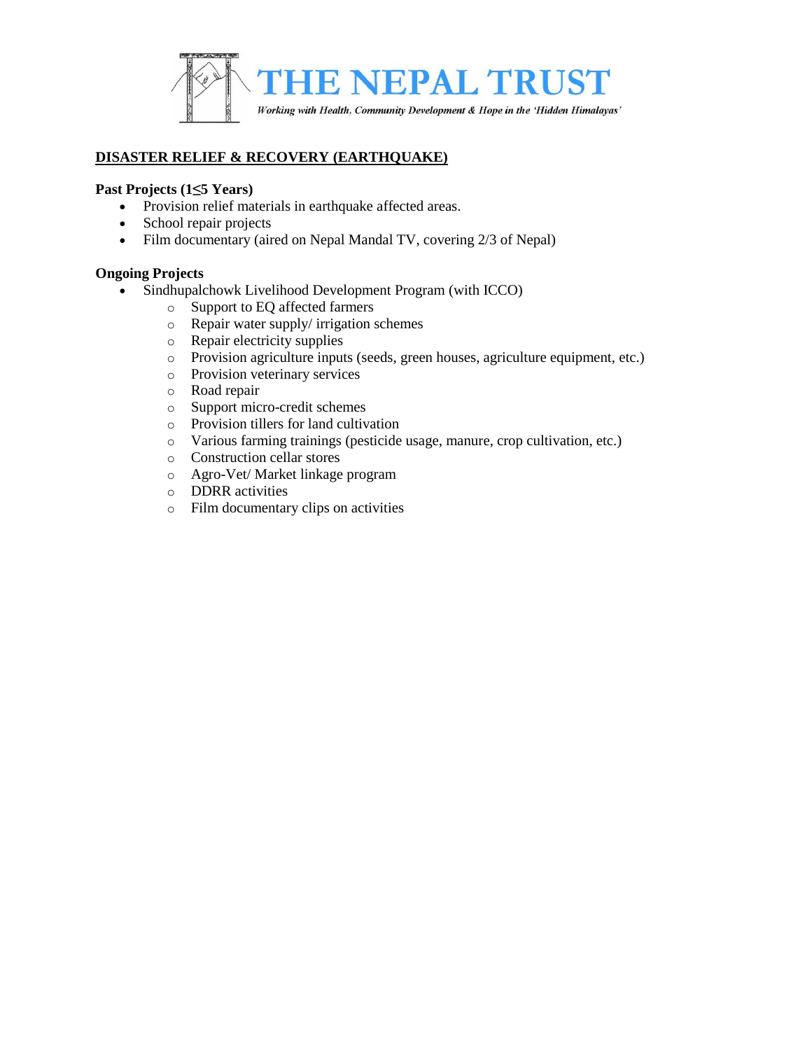# THE NEPAL TRUST

*Working with Health, Community Development & Hope in the 'Hidden Himalayas'*

## DISASTER RELIEF & RECOVERY (EARTHQUAKE)

**Past Projects (1≤5 Years)**

- Provision relief materials in earthquake affected areas.
- School repair projects
- Film documentary (aired on Nepal Mandal TV, covering 2/3 of Nepal)

**Ongoing Projects**

- Sindhupalchowk Livelihood Development Program (with ICCO)
  - Support to EQ affected farmers
  - Repair water supply/ irrigation schemes
  - Repair electricity supplies
  - Provision agriculture inputs (seeds, green houses, agriculture equipment, etc.)
  - Provision veterinary services
  - Road repair
  - Support micro-credit schemes
  - Provision tillers for land cultivation
  - Various farming trainings (pesticide usage, manure, crop cultivation, etc.)
  - Construction cellar stores
  - Agro-Vet/ Market linkage program
  - DDRR activities
  - Film documentary clips on activities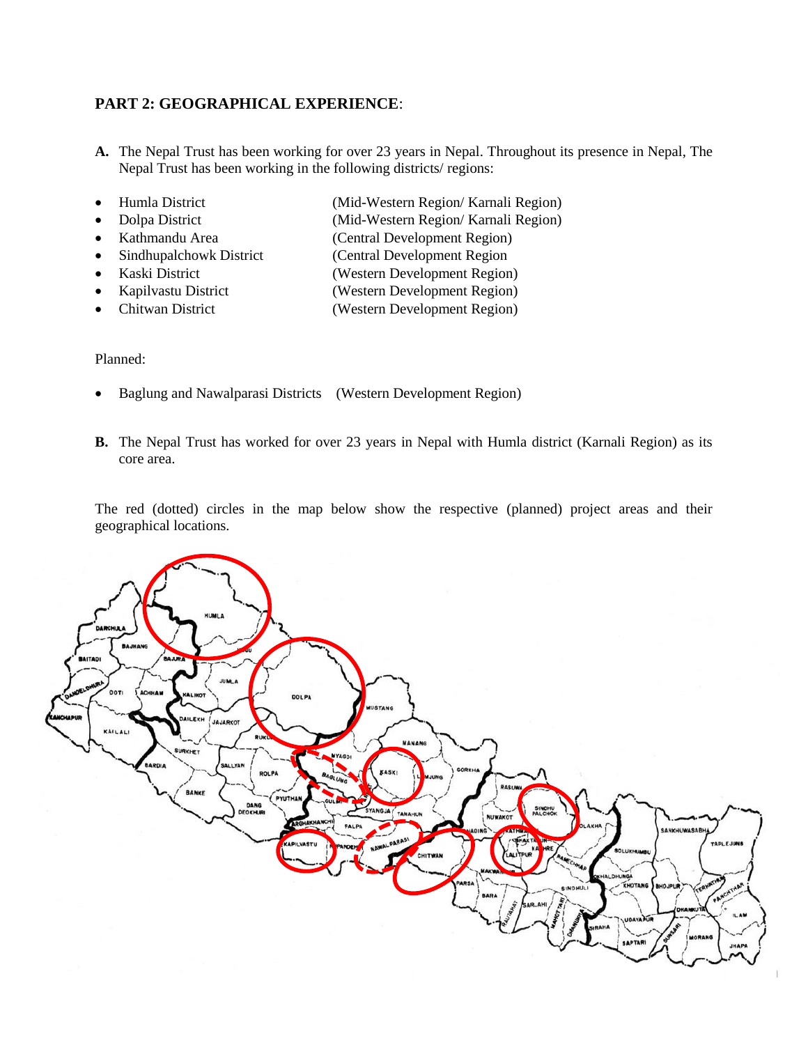## PART 2: GEOGRAPHICAL EXPERIENCE:

**A.** The Nepal Trust has been working for over 23 years in Nepal. Throughout its presence in Nepal, The Nepal Trust has been working in the following districts/ regions:

- Humla District (Mid-Western Region/ Karnali Region)
- Dolpa District (Mid-Western Region/ Karnali Region)
- Kathmandu Area (Central Development Region)
- Sindhupalchowk District (Central Development Region
- Kaski District (Western Development Region)
- Kapilvastu District (Western Development Region)
- Chitwan District (Western Development Region)

Planned:

- Baglung and Nawalparasi Districts (Western Development Region)

**B.** The Nepal Trust has worked for over 23 years in Nepal with Humla district (Karnali Region) as its core area.

The red (dotted) circles in the map below show the respective (planned) project areas and their geographical locations.